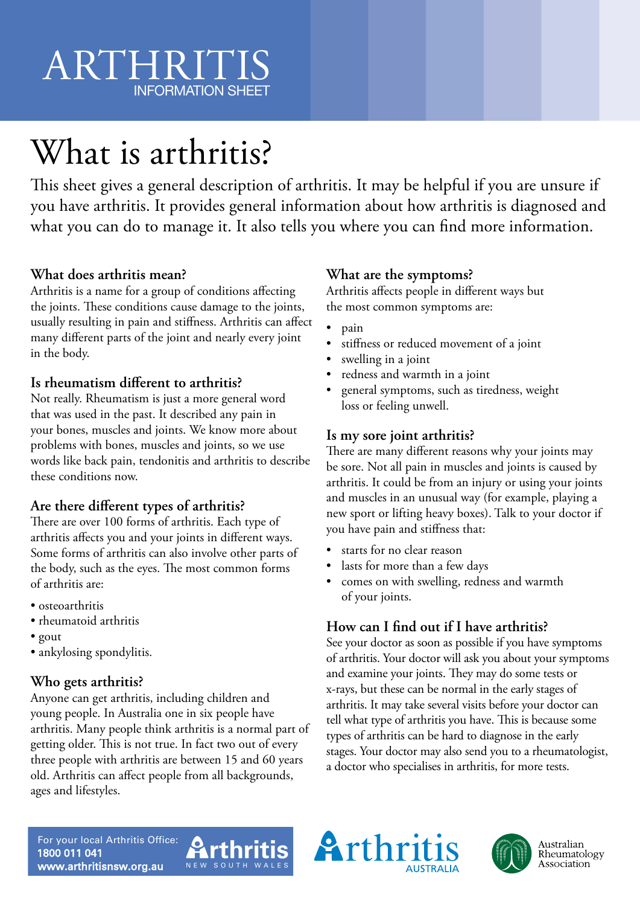# ARTHRITIS

INFORMATION SHEET

# What is arthritis?

This sheet gives a general description of arthritis. It may be helpful if you are unsure if you have arthritis. It provides general information about how arthritis is diagnosed and what you can do to manage it. It also tells you where you can find more information.

### What does arthritis mean?

Arthritis is a name for a group of conditions affecting the joints. These conditions cause damage to the joints, usually resulting in pain and stiffness. Arthritis can affect many different parts of the joint and nearly every joint in the body.

### Is rheumatism different to arthritis?

Not really. Rheumatism is just a more general word that was used in the past. It described any pain in your bones, muscles and joints. We know more about problems with bones, muscles and joints, so we use words like back pain, tendonitis and arthritis to describe these conditions now.

### Are there different types of arthritis?

There are over 100 forms of arthritis. Each type of arthritis affects you and your joints in different ways. Some forms of arthritis can also involve other parts of the body, such as the eyes. The most common forms of arthritis are:

- osteoarthritis
- rheumatoid arthritis
- gout
- ankylosing spondylitis.

### Who gets arthritis?

Anyone can get arthritis, including children and young people. In Australia one in six people have arthritis. Many people think arthritis is a normal part of getting older. This is not true. In fact two out of every three people with arthritis are between 15 and 60 years old. Arthritis can affect people from all backgrounds, ages and lifestyles.

### What are the symptoms?

Arthritis affects people in different ways but the most common symptoms are:

- pain
- stiffness or reduced movement of a joint
- swelling in a joint
- redness and warmth in a joint
- general symptoms, such as tiredness, weight loss or feeling unwell.

### Is my sore joint arthritis?

There are many different reasons why your joints may be sore. Not all pain in muscles and joints is caused by arthritis. It could be from an injury or using your joints and muscles in an unusual way (for example, playing a new sport or lifting heavy boxes). Talk to your doctor if you have pain and stiffness that:

- starts for no clear reason
- lasts for more than a few days
- comes on with swelling, redness and warmth of your joints.

### How can I find out if I have arthritis?

See your doctor as soon as possible if you have symptoms of arthritis. Your doctor will ask you about your symptoms and examine your joints. They may do some tests or x-rays, but these can be normal in the early stages of arthritis. It may take several visits before your doctor can tell what type of arthritis you have. This is because some types of arthritis can be hard to diagnose in the early stages. Your doctor may also send you to a rheumatologist, a doctor who specialises in arthritis, for more tests.

For your local Arthritis Office:
**1800 011 041**
**www.arthritisnsw.org.au**

Arthritis NEW SOUTH WALES | Arthritis AUSTRALIA | Australian Rheumatology Association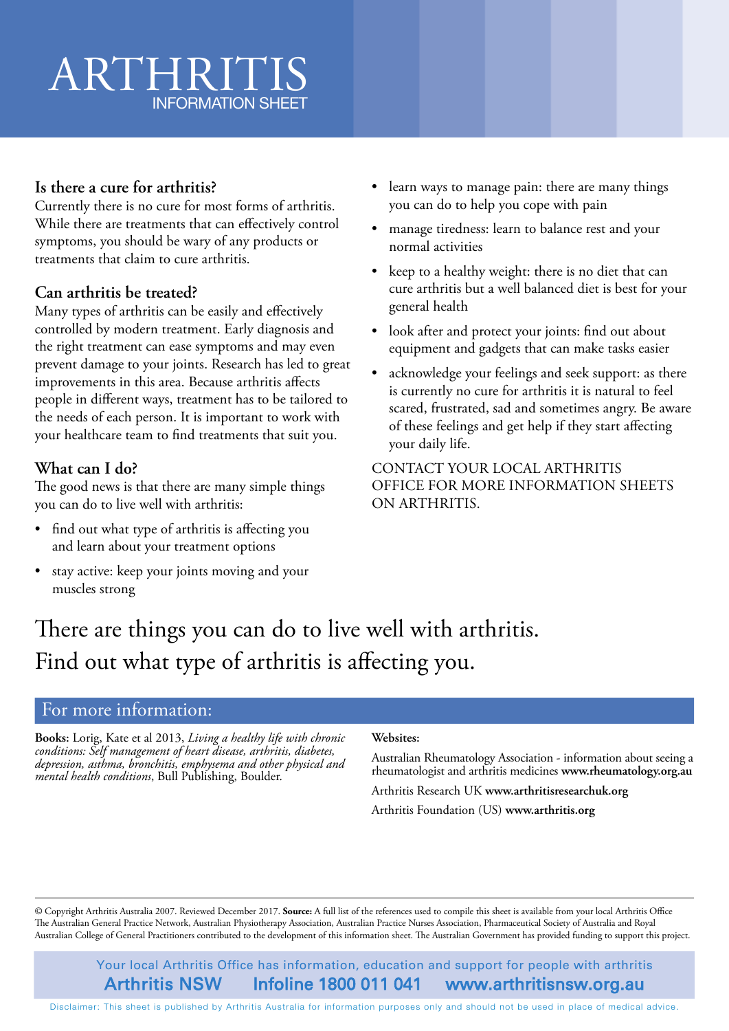# ARTHRITIS
INFORMATION SHEET

### Is there a cure for arthritis?

Currently there is no cure for most forms of arthritis. While there are treatments that can effectively control symptoms, you should be wary of any products or treatments that claim to cure arthritis.

### Can arthritis be treated?

Many types of arthritis can be easily and effectively controlled by modern treatment. Early diagnosis and the right treatment can ease symptoms and may even prevent damage to your joints. Research has led to great improvements in this area. Because arthritis affects people in different ways, treatment has to be tailored to the needs of each person. It is important to work with your healthcare team to find treatments that suit you.

### What can I do?

The good news is that there are many simple things you can do to live well with arthritis:

- find out what type of arthritis is affecting you and learn about your treatment options
- stay active: keep your joints moving and your muscles strong
- learn ways to manage pain: there are many things you can do to help you cope with pain
- manage tiredness: learn to balance rest and your normal activities
- keep to a healthy weight: there is no diet that can cure arthritis but a well balanced diet is best for your general health
- look after and protect your joints: find out about equipment and gadgets that can make tasks easier
- acknowledge your feelings and seek support: as there is currently no cure for arthritis it is natural to feel scared, frustrated, sad and sometimes angry. Be aware of these feelings and get help if they start affecting your daily life.

CONTACT YOUR LOCAL ARTHRITIS OFFICE FOR MORE INFORMATION SHEETS ON ARTHRITIS.

## There are things you can do to live well with arthritis. Find out what type of arthritis is affecting you.

## For more information:

**Books:** Lorig, Kate et al 2013, *Living a healthy life with chronic conditions: Self management of heart disease, arthritis, diabetes, depression, asthma, bronchitis, emphysema and other physical and mental health conditions*, Bull Publishing, Boulder.

**Websites:**

Australian Rheumatology Association - information about seeing a rheumatologist and arthritis medicines **www.rheumatology.org.au**

Arthritis Research UK **www.arthritisresearchuk.org**

Arthritis Foundation (US) **www.arthritis.org**

© Copyright Arthritis Australia 2007. Reviewed December 2017. **Source:** A full list of the references used to compile this sheet is available from your local Arthritis Office The Australian General Practice Network, Australian Physiotherapy Association, Australian Practice Nurses Association, Pharmaceutical Society of Australia and Royal Australian College of General Practitioners contributed to the development of this information sheet. The Australian Government has provided funding to support this project.

Your local Arthritis Office has information, education and support for people with arthritis

**Arthritis NSW Infoline 1800 011 041 www.arthritisnsw.org.au**

Disclaimer: This sheet is published by Arthritis Australia for information purposes only and should not be used in place of medical advice.